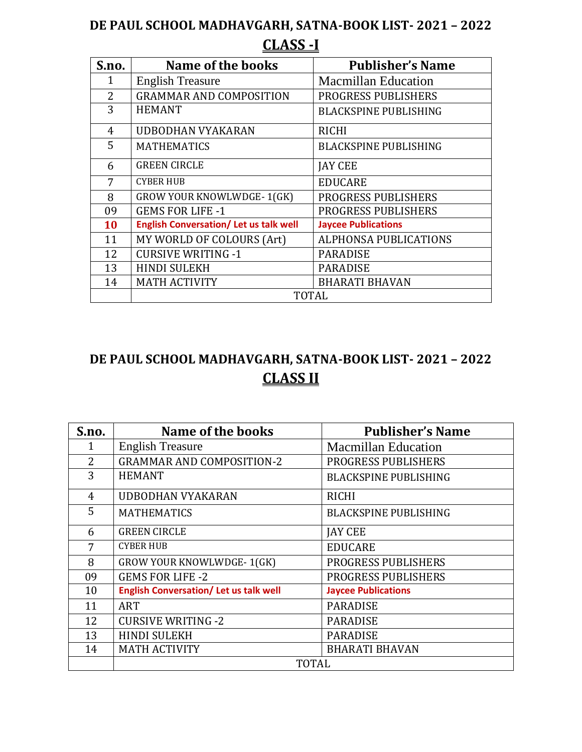# DE PAUL SCHOOL MADHAVGARH, SATNA-BOOK LIST- 2021 – 2022

## CLASS -I

| S.no. | Name of the books | Publisher's Name |
|---|---|---|
| 1 | English Treasure | Macmillan Education |
| 2 | GRAMMAR AND COMPOSITION | PROGRESS PUBLISHERS |
| 3 | HEMANT | BLACKSPINE PUBLISHING |
| 4 | UDBODHAN VYAKARAN | RICHI |
| 5 | MATHEMATICS | BLACKSPINE PUBLISHING |
| 6 | GREEN CIRCLE | JAY CEE |
| 7 | CYBER HUB | EDUCARE |
| 8 | GROW YOUR KNOWLWDGE- 1(GK) | PROGRESS PUBLISHERS |
| 09 | GEMS FOR LIFE -1 | PROGRESS PUBLISHERS |
| **10** | **English Conversation/ Let us talk well** | **Jaycee Publications** |
| 11 | MY WORLD OF COLOURS (Art) | ALPHONSA PUBLICATIONS |
| 12 | CURSIVE WRITING -1 | PARADISE |
| 13 | HINDI SULEKH | PARADISE |
| 14 | MATH ACTIVITY | BHARATI BHAVAN |
| | TOTAL | |

# DE PAUL SCHOOL MADHAVGARH, SATNA-BOOK LIST- 2021 – 2022

## CLASS II

| S.no. | Name of the books | Publisher's Name |
|---|---|---|
| 1 | English Treasure | Macmillan Education |
| 2 | GRAMMAR AND COMPOSITION-2 | PROGRESS PUBLISHERS |
| 3 | HEMANT | BLACKSPINE PUBLISHING |
| 4 | UDBODHAN VYAKARAN | RICHI |
| 5 | MATHEMATICS | BLACKSPINE PUBLISHING |
| 6 | GREEN CIRCLE | JAY CEE |
| 7 | CYBER HUB | EDUCARE |
| 8 | GROW YOUR KNOWLWDGE- 1(GK) | PROGRESS PUBLISHERS |
| 09 | GEMS FOR LIFE -2 | PROGRESS PUBLISHERS |
| 10 | **English Conversation/ Let us talk well** | **Jaycee Publications** |
| 11 | ART | PARADISE |
| 12 | CURSIVE WRITING -2 | PARADISE |
| 13 | HINDI SULEKH | PARADISE |
| 14 | MATH ACTIVITY | BHARATI BHAVAN |
| | TOTAL | |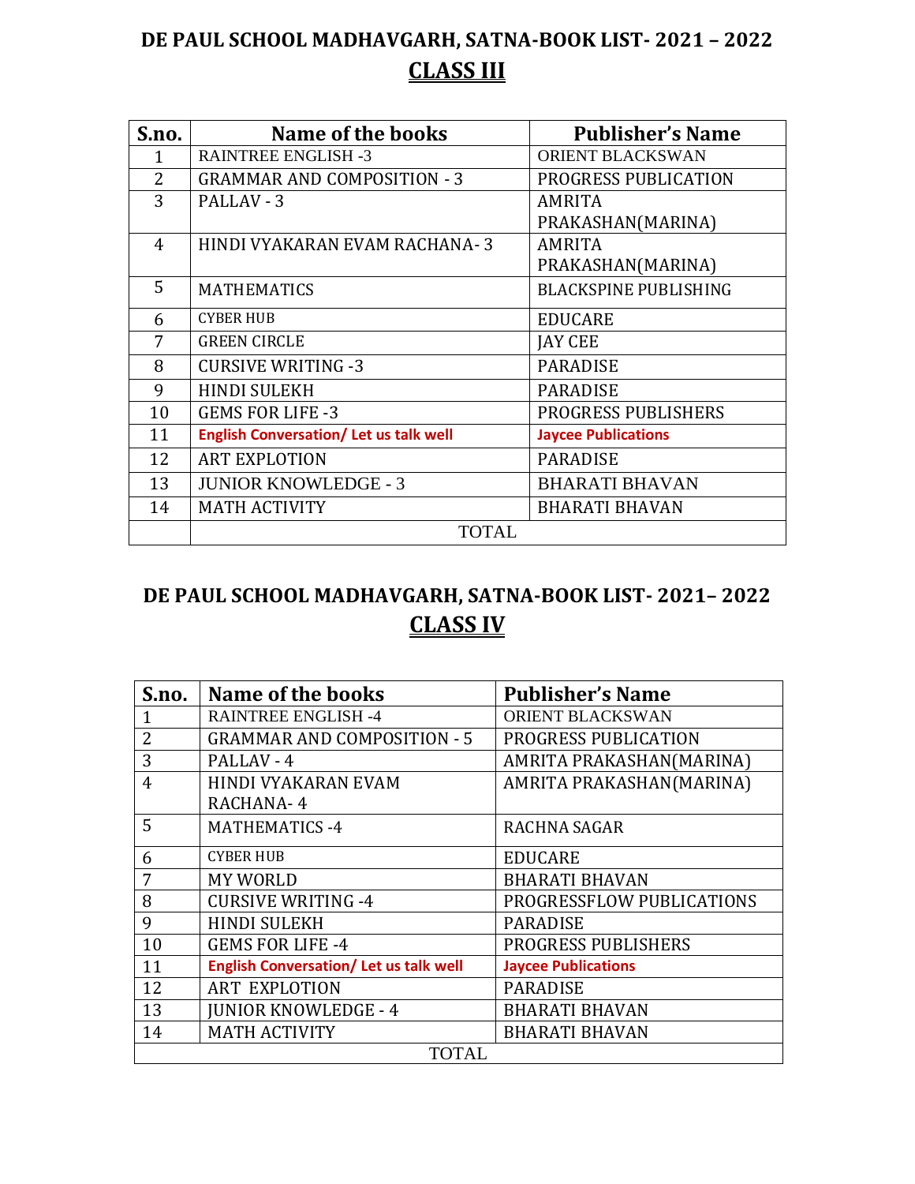# DE PAUL SCHOOL MADHAVGARH, SATNA-BOOK LIST- 2021 – 2022

## CLASS III

| S.no. | Name of the books | Publisher's Name |
|---|---|---|
| 1 | RAINTREE ENGLISH -3 | ORIENT BLACKSWAN |
| 2 | GRAMMAR AND COMPOSITION - 3 | PROGRESS PUBLICATION |
| 3 | PALLAV - 3 | AMRITA PRAKASHAN(MARINA) |
| 4 | HINDI VYAKARAN EVAM RACHANA- 3 | AMRITA PRAKASHAN(MARINA) |
| 5 | MATHEMATICS | BLACKSPINE PUBLISHING |
| 6 | CYBER HUB | EDUCARE |
| 7 | GREEN CIRCLE | JAY CEE |
| 8 | CURSIVE WRITING -3 | PARADISE |
| 9 | HINDI SULEKH | PARADISE |
| 10 | GEMS FOR LIFE -3 | PROGRESS PUBLISHERS |
| 11 | **English Conversation/ Let us talk well** | **Jaycee Publications** |
| 12 | ART EXPLOTION | PARADISE |
| 13 | JUNIOR KNOWLEDGE - 3 | BHARATI BHAVAN |
| 14 | MATH ACTIVITY | BHARATI BHAVAN |
| | TOTAL | |

# DE PAUL SCHOOL MADHAVGARH, SATNA-BOOK LIST- 2021– 2022

## CLASS IV

| S.no. | Name of the books | Publisher's Name |
|---|---|---|
| 1 | RAINTREE ENGLISH -4 | ORIENT BLACKSWAN |
| 2 | GRAMMAR AND COMPOSITION - 5 | PROGRESS PUBLICATION |
| 3 | PALLAV - 4 | AMRITA PRAKASHAN(MARINA) |
| 4 | HINDI VYAKARAN EVAM RACHANA- 4 | AMRITA PRAKASHAN(MARINA) |
| 5 | MATHEMATICS -4 | RACHNA SAGAR |
| 6 | CYBER HUB | EDUCARE |
| 7 | MY WORLD | BHARATI BHAVAN |
| 8 | CURSIVE WRITING -4 | PROGRESSFLOW PUBLICATIONS |
| 9 | HINDI SULEKH | PARADISE |
| 10 | GEMS FOR LIFE -4 | PROGRESS PUBLISHERS |
| 11 | **English Conversation/ Let us talk well** | **Jaycee Publications** |
| 12 | ART EXPLOTION | PARADISE |
| 13 | JUNIOR KNOWLEDGE - 4 | BHARATI BHAVAN |
| 14 | MATH ACTIVITY | BHARATI BHAVAN |
| | TOTAL | |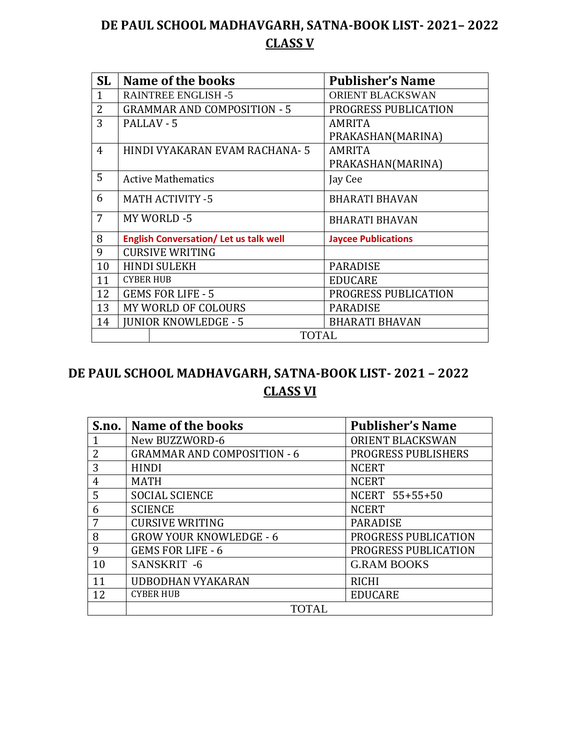# DE PAUL SCHOOL MADHAVGARH, SATNA-BOOK LIST- 2021– 2022

## CLASS V

| SL | Name of the books | Publisher's Name |
|---|---|---|
| 1 | RAINTREE ENGLISH -5 | ORIENT BLACKSWAN |
| 2 | GRAMMAR AND COMPOSITION - 5 | PROGRESS PUBLICATION |
| 3 | PALLAV - 5 | AMRITA PRAKASHAN(MARINA) |
| 4 | HINDI VYAKARAN EVAM RACHANA- 5 | AMRITA PRAKASHAN(MARINA) |
| 5 | Active Mathematics | Jay Cee |
| 6 | MATH ACTIVITY -5 | BHARATI BHAVAN |
| 7 | MY WORLD -5 | BHARATI BHAVAN |
| 8 | **English Conversation/ Let us talk well** | **Jaycee Publications** |
| 9 | CURSIVE WRITING | |
| 10 | HINDI SULEKH | PARADISE |
| 11 | CYBER HUB | EDUCARE |
| 12 | GEMS FOR LIFE - 5 | PROGRESS PUBLICATION |
| 13 | MY WORLD OF COLOURS | PARADISE |
| 14 | JUNIOR KNOWLEDGE - 5 | BHARATI BHAVAN |
| | TOTAL | |

# DE PAUL SCHOOL MADHAVGARH, SATNA-BOOK LIST- 2021 – 2022

## CLASS VI

| S.no. | Name of the books | Publisher's Name |
|---|---|---|
| 1 | New BUZZWORD-6 | ORIENT BLACKSWAN |
| 2 | GRAMMAR AND COMPOSITION - 6 | PROGRESS PUBLISHERS |
| 3 | HINDI | NCERT |
| 4 | MATH | NCERT |
| 5 | SOCIAL SCIENCE | NCERT 55+55+50 |
| 6 | SCIENCE | NCERT |
| 7 | CURSIVE WRITING | PARADISE |
| 8 | GROW YOUR KNOWLEDGE - 6 | PROGRESS PUBLICATION |
| 9 | GEMS FOR LIFE - 6 | PROGRESS PUBLICATION |
| 10 | SANSKRIT -6 | G.RAM BOOKS |
| 11 | UDBODHAN VYAKARAN | RICHI |
| 12 | CYBER HUB | EDUCARE |
| | TOTAL | |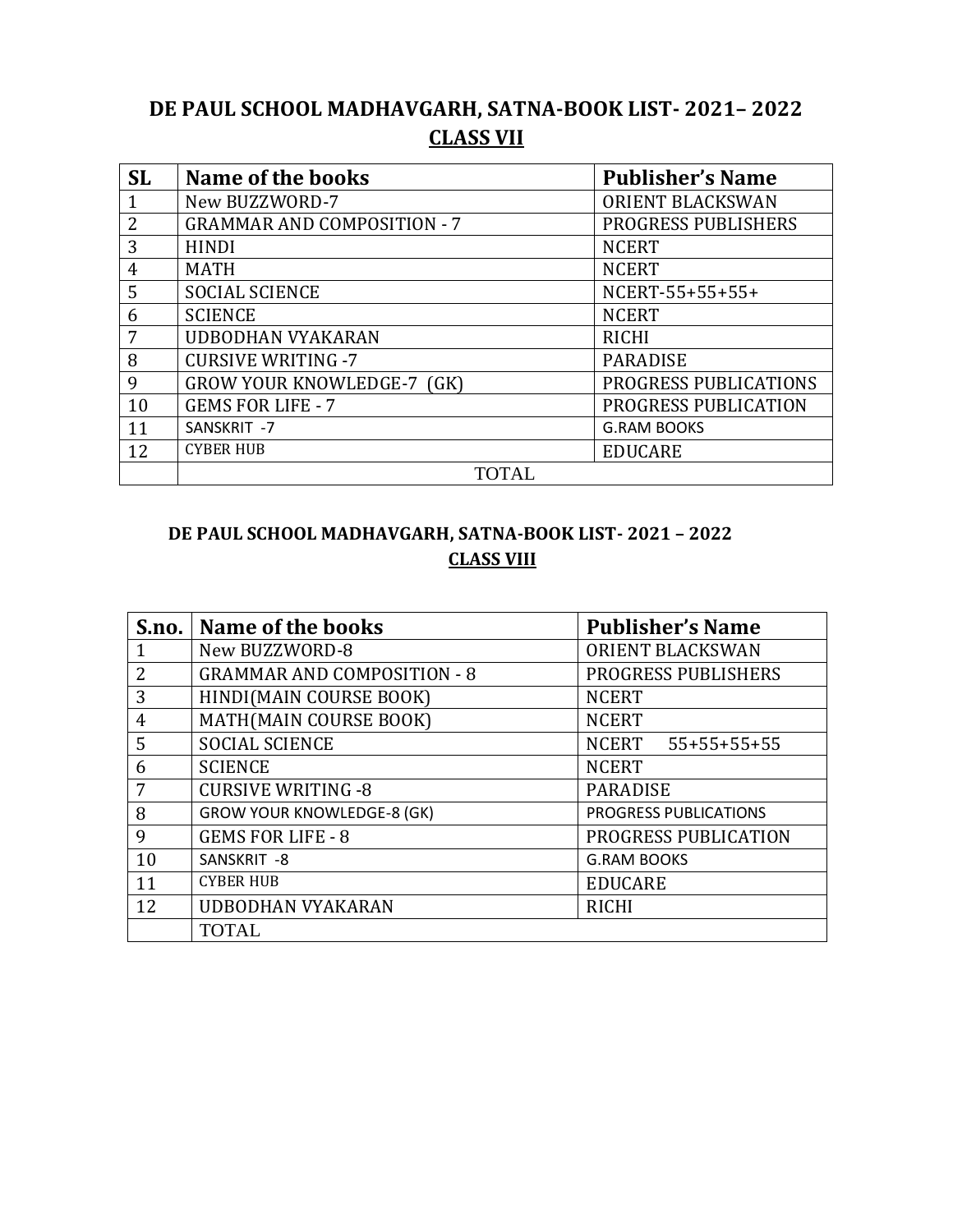## DE PAUL SCHOOL MADHAVGARH, SATNA-BOOK LIST- 2021– 2022

**CLASS VII**

| SL | Name of the books | Publisher's Name |
|---|---|---|
| 1 | New BUZZWORD-7 | ORIENT BLACKSWAN |
| 2 | GRAMMAR AND COMPOSITION - 7 | PROGRESS PUBLISHERS |
| 3 | HINDI | NCERT |
| 4 | MATH | NCERT |
| 5 | SOCIAL SCIENCE | NCERT-55+55+55+ |
| 6 | SCIENCE | NCERT |
| 7 | UDBODHAN VYAKARAN | RICHI |
| 8 | CURSIVE WRITING -7 | PARADISE |
| 9 | GROW YOUR KNOWLEDGE-7 (GK) | PROGRESS PUBLICATIONS |
| 10 | GEMS FOR LIFE - 7 | PROGRESS PUBLICATION |
| 11 | SANSKRIT -7 | G.RAM BOOKS |
| 12 | CYBER HUB | EDUCARE |
| | TOTAL | |

## DE PAUL SCHOOL MADHAVGARH, SATNA-BOOK LIST- 2021 – 2022

**CLASS VIII**

| S.no. | Name of the books | Publisher's Name |
|---|---|---|
| 1 | New BUZZWORD-8 | ORIENT BLACKSWAN |
| 2 | GRAMMAR AND COMPOSITION - 8 | PROGRESS PUBLISHERS |
| 3 | HINDI(MAIN COURSE BOOK) | NCERT |
| 4 | MATH(MAIN COURSE BOOK) | NCERT |
| 5 | SOCIAL SCIENCE | NCERT 55+55+55+55 |
| 6 | SCIENCE | NCERT |
| 7 | CURSIVE WRITING -8 | PARADISE |
| 8 | GROW YOUR KNOWLEDGE-8 (GK) | PROGRESS PUBLICATIONS |
| 9 | GEMS FOR LIFE - 8 | PROGRESS PUBLICATION |
| 10 | SANSKRIT -8 | G.RAM BOOKS |
| 11 | CYBER HUB | EDUCARE |
| 12 | UDBODHAN VYAKARAN | RICHI |
| | TOTAL | |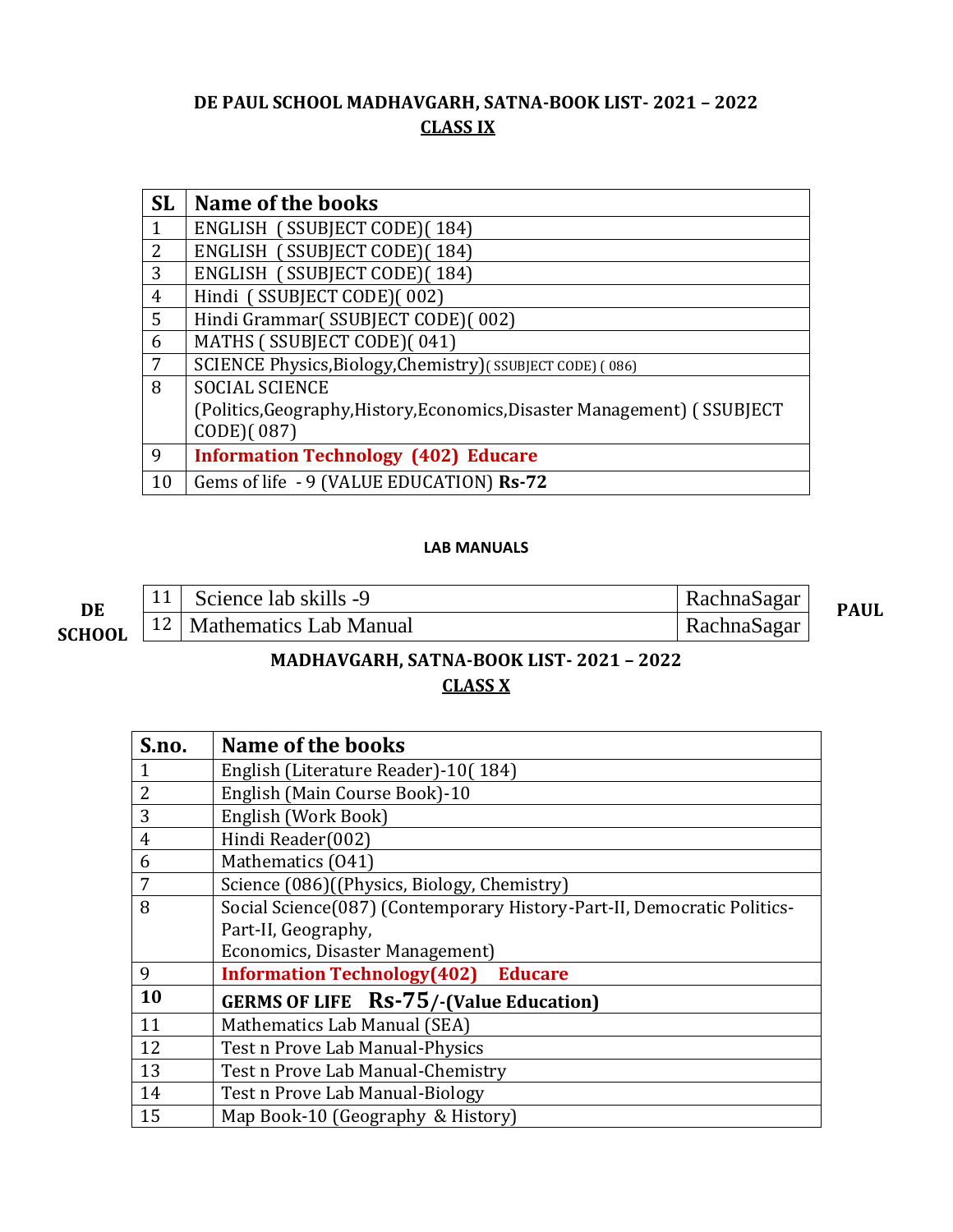**DE PAUL SCHOOL MADHAVGARH, SATNA-BOOK LIST- 2021 – 2022**

**CLASS IX**

| SL | Name of the books |
|---|---|
| 1 | ENGLISH ( SSUBJECT CODE)( 184) |
| 2 | ENGLISH ( SSUBJECT CODE)( 184) |
| 3 | ENGLISH ( SSUBJECT CODE)( 184) |
| 4 | Hindi ( SSUBJECT CODE)( 002) |
| 5 | Hindi Grammar( SSUBJECT CODE)( 002) |
| 6 | MATHS ( SSUBJECT CODE)( 041) |
| 7 | SCIENCE Physics,Biology,Chemistry)( SSUBJECT CODE) ( 086) |
| 8 | SOCIAL SCIENCE (Politics,Geography,History,Economics,Disaster Management) ( SSUBJECT CODE)( 087) |
| 9 | **Information Technology (402) Educare** |
| 10 | Gems of life - 9 (VALUE EDUCATION) **Rs-72** |

**LAB MANUALS**

| | | |
|---|---|---|
| 11 | Science lab skills -9 | RachnaSagar |
| 12 | Mathematics Lab Manual | RachnaSagar |

**DE PAUL SCHOOL MADHAVGARH, SATNA-BOOK LIST- 2021 – 2022**

**CLASS X**

| S.no. | Name of the books |
|---|---|
| 1 | English (Literature Reader)-10( 184) |
| 2 | English (Main Course Book)-10 |
| 3 | English (Work Book) |
| 4 | Hindi Reader(002) |
| 6 | Mathematics (041) |
| 7 | Science (086)((Physics, Biology, Chemistry) |
| 8 | Social Science(087) (Contemporary History-Part-II, Democratic Politics-Part-II, Geography, Economics, Disaster Management) |
| 9 | **Information Technology(402) Educare** |
| **10** | **GERMS OF LIFE Rs-75/-(Value Education)** |
| 11 | Mathematics Lab Manual (SEA) |
| 12 | Test n Prove Lab Manual-Physics |
| 13 | Test n Prove Lab Manual-Chemistry |
| 14 | Test n Prove Lab Manual-Biology |
| 15 | Map Book-10 (Geography & History) |